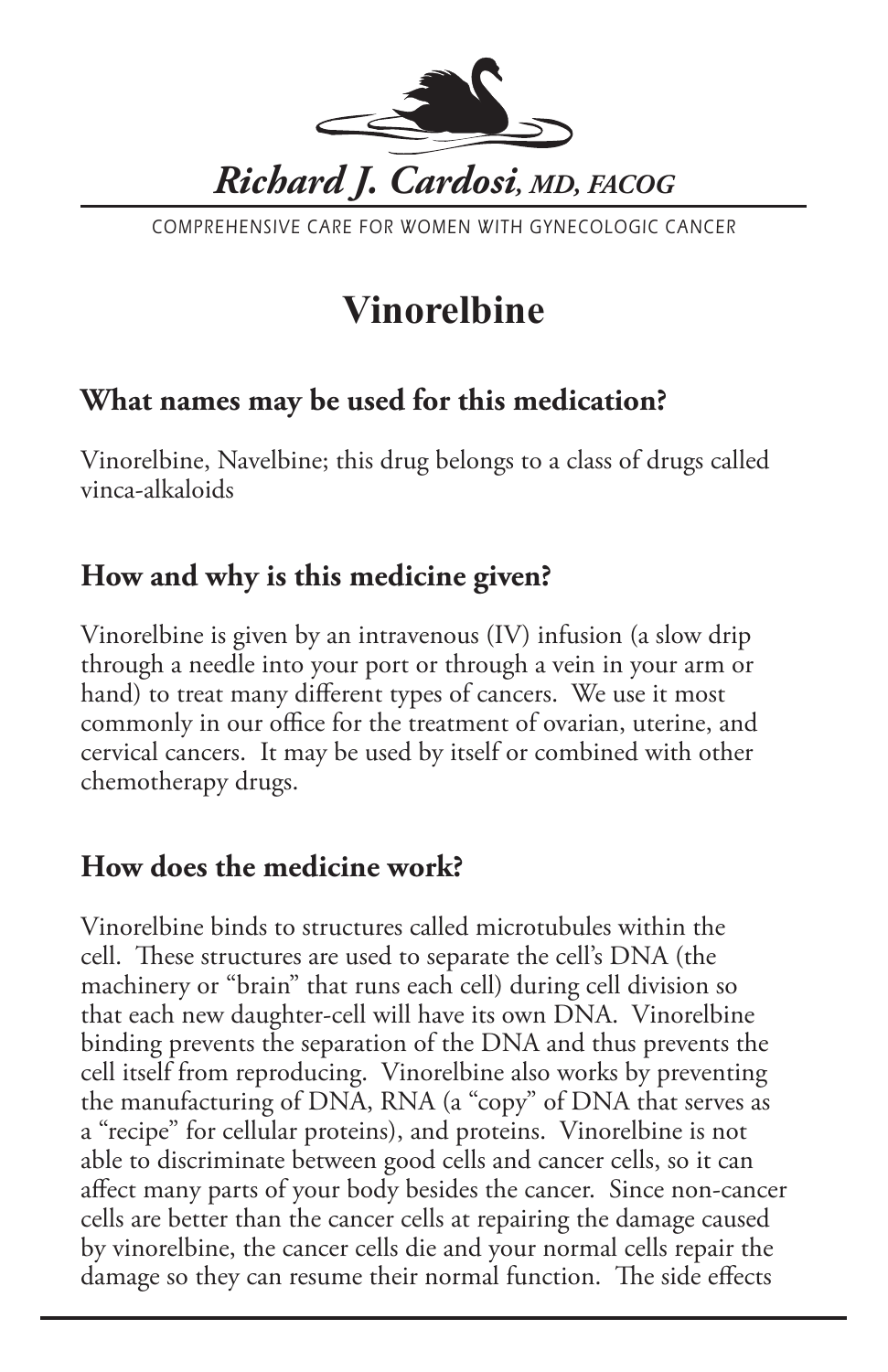*Richard J. Cardosi, MD, FACOG*

COMPREHENSIVE CARE FOR WOMEN WITH GYNECOLOGIC CANCER

# Vinorelbine

## What names may be used for this medication?

Vinorelbine, Navelbine; this drug belongs to a class of drugs called vinca-alkaloids

## How and why is this medicine given?

Vinorelbine is given by an intravenous (IV) infusion (a slow drip through a needle into your port or through a vein in your arm or hand) to treat many different types of cancers. We use it most commonly in our office for the treatment of ovarian, uterine, and cervical cancers. It may be used by itself or combined with other chemotherapy drugs.

## How does the medicine work?

Vinorelbine binds to structures called microtubules within the cell. These structures are used to separate the cell's DNA (the machinery or "brain" that runs each cell) during cell division so that each new daughter-cell will have its own DNA. Vinorelbine binding prevents the separation of the DNA and thus prevents the cell itself from reproducing. Vinorelbine also works by preventing the manufacturing of DNA, RNA (a "copy" of DNA that serves as a "recipe" for cellular proteins), and proteins. Vinorelbine is not able to discriminate between good cells and cancer cells, so it can affect many parts of your body besides the cancer. Since non-cancer cells are better than the cancer cells at repairing the damage caused by vinorelbine, the cancer cells die and your normal cells repair the damage so they can resume their normal function. The side effects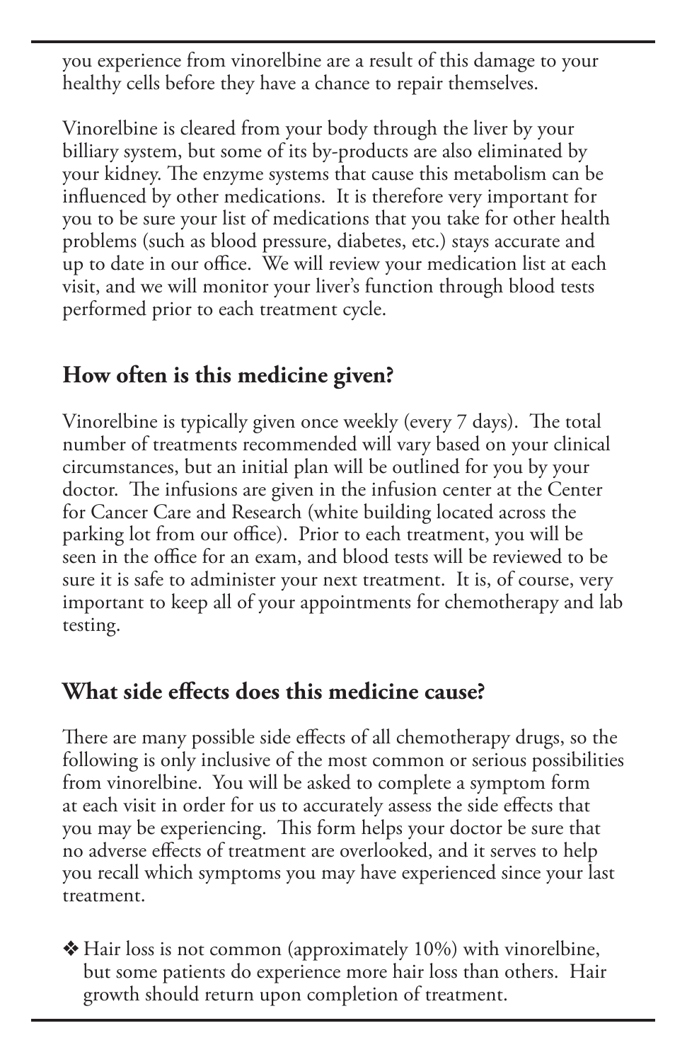you experience from vinorelbine are a result of this damage to your healthy cells before they have a chance to repair themselves.

Vinorelbine is cleared from your body through the liver by your billiary system, but some of its by-products are also eliminated by your kidney. The enzyme systems that cause this metabolism can be influenced by other medications. It is therefore very important for you to be sure your list of medications that you take for other health problems (such as blood pressure, diabetes, etc.) stays accurate and up to date in our office. We will review your medication list at each visit, and we will monitor your liver's function through blood tests performed prior to each treatment cycle.

## How often is this medicine given?

Vinorelbine is typically given once weekly (every 7 days). The total number of treatments recommended will vary based on your clinical circumstances, but an initial plan will be outlined for you by your doctor. The infusions are given in the infusion center at the Center for Cancer Care and Research (white building located across the parking lot from our office). Prior to each treatment, you will be seen in the office for an exam, and blood tests will be reviewed to be sure it is safe to administer your next treatment. It is, of course, very important to keep all of your appointments for chemotherapy and lab testing.

## What side effects does this medicine cause?

There are many possible side effects of all chemotherapy drugs, so the following is only inclusive of the most common or serious possibilities from vinorelbine. You will be asked to complete a symptom form at each visit in order for us to accurately assess the side effects that you may be experiencing. This form helps your doctor be sure that no adverse effects of treatment are overlooked, and it serves to help you recall which symptoms you may have experienced since your last treatment.

- ❖ Hair loss is not common (approximately 10%) with vinorelbine, but some patients do experience more hair loss than others. Hair growth should return upon completion of treatment.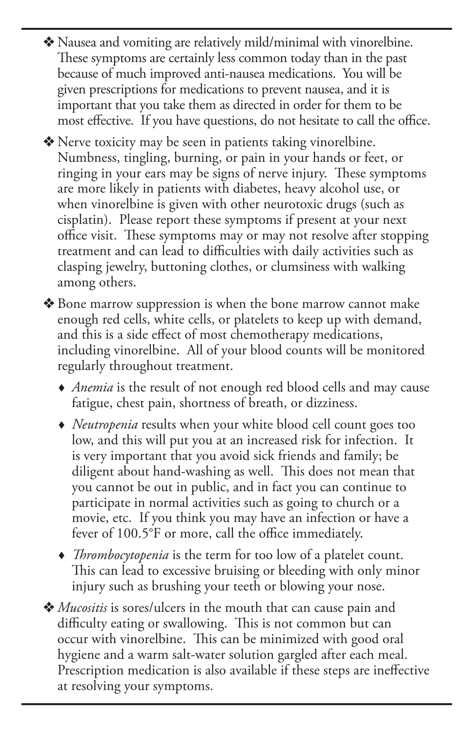- Nausea and vomiting are relatively mild/minimal with vinorelbine. These symptoms are certainly less common today than in the past because of much improved anti-nausea medications. You will be given prescriptions for medications to prevent nausea, and it is important that you take them as directed in order for them to be most effective. If you have questions, do not hesitate to call the office.

- Nerve toxicity may be seen in patients taking vinorelbine. Numbness, tingling, burning, or pain in your hands or feet, or ringing in your ears may be signs of nerve injury. These symptoms are more likely in patients with diabetes, heavy alcohol use, or when vinorelbine is given with other neurotoxic drugs (such as cisplatin). Please report these symptoms if present at your next office visit. These symptoms may or may not resolve after stopping treatment and can lead to difficulties with daily activities such as clasping jewelry, buttoning clothes, or clumsiness with walking among others.

- Bone marrow suppression is when the bone marrow cannot make enough red cells, white cells, or platelets to keep up with demand, and this is a side effect of most chemotherapy medications, including vinorelbine. All of your blood counts will be monitored regularly throughout treatment.
  - *Anemia* is the result of not enough red blood cells and may cause fatigue, chest pain, shortness of breath, or dizziness.
  - *Neutropenia* results when your white blood cell count goes too low, and this will put you at an increased risk for infection. It is very important that you avoid sick friends and family; be diligent about hand-washing as well. This does not mean that you cannot be out in public, and in fact you can continue to participate in normal activities such as going to church or a movie, etc. If you think you may have an infection or have a fever of 100.5°F or more, call the office immediately.
  - *Thrombocytopenia* is the term for too low of a platelet count. This can lead to excessive bruising or bleeding with only minor injury such as brushing your teeth or blowing your nose.

- *Mucositis* is sores/ulcers in the mouth that can cause pain and difficulty eating or swallowing. This is not common but can occur with vinorelbine. This can be minimized with good oral hygiene and a warm salt-water solution gargled after each meal. Prescription medication is also available if these steps are ineffective at resolving your symptoms.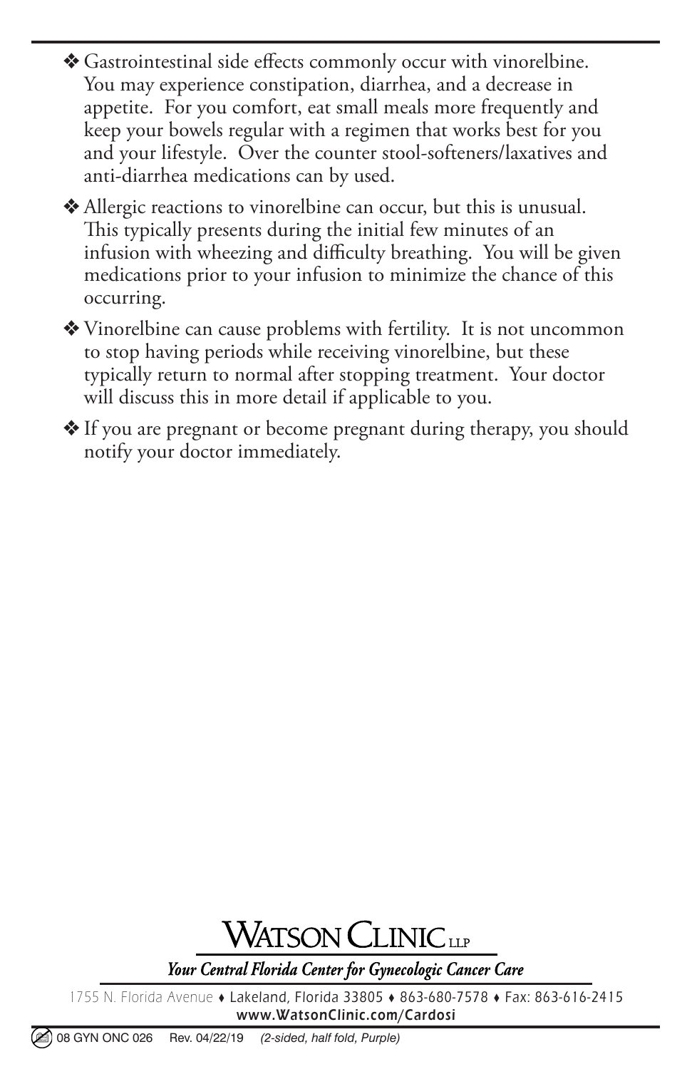- ❖ Gastrointestinal side effects commonly occur with vinorelbine. You may experience constipation, diarrhea, and a decrease in appetite. For you comfort, eat small meals more frequently and keep your bowels regular with a regimen that works best for you and your lifestyle. Over the counter stool-softeners/laxatives and anti-diarrhea medications can by used.
- ❖ Allergic reactions to vinorelbine can occur, but this is unusual. This typically presents during the initial few minutes of an infusion with wheezing and difficulty breathing. You will be given medications prior to your infusion to minimize the chance of this occurring.
- ❖ Vinorelbine can cause problems with fertility. It is not uncommon to stop having periods while receiving vinorelbine, but these typically return to normal after stopping treatment. Your doctor will discuss this in more detail if applicable to you.
- ❖ If you are pregnant or become pregnant during therapy, you should notify your doctor immediately.

WATSON CLINIC LLP

*Your Central Florida Center for Gynecologic Cancer Care*

1755 N. Florida Avenue ♦ Lakeland, Florida 33805 ♦ 863-680-7578 ♦ Fax: 863-616-2415
**www.WatsonClinic.com/Cardosi**

08 GYN ONC 026 Rev. 04/22/19 *(2-sided, half fold, Purple)*